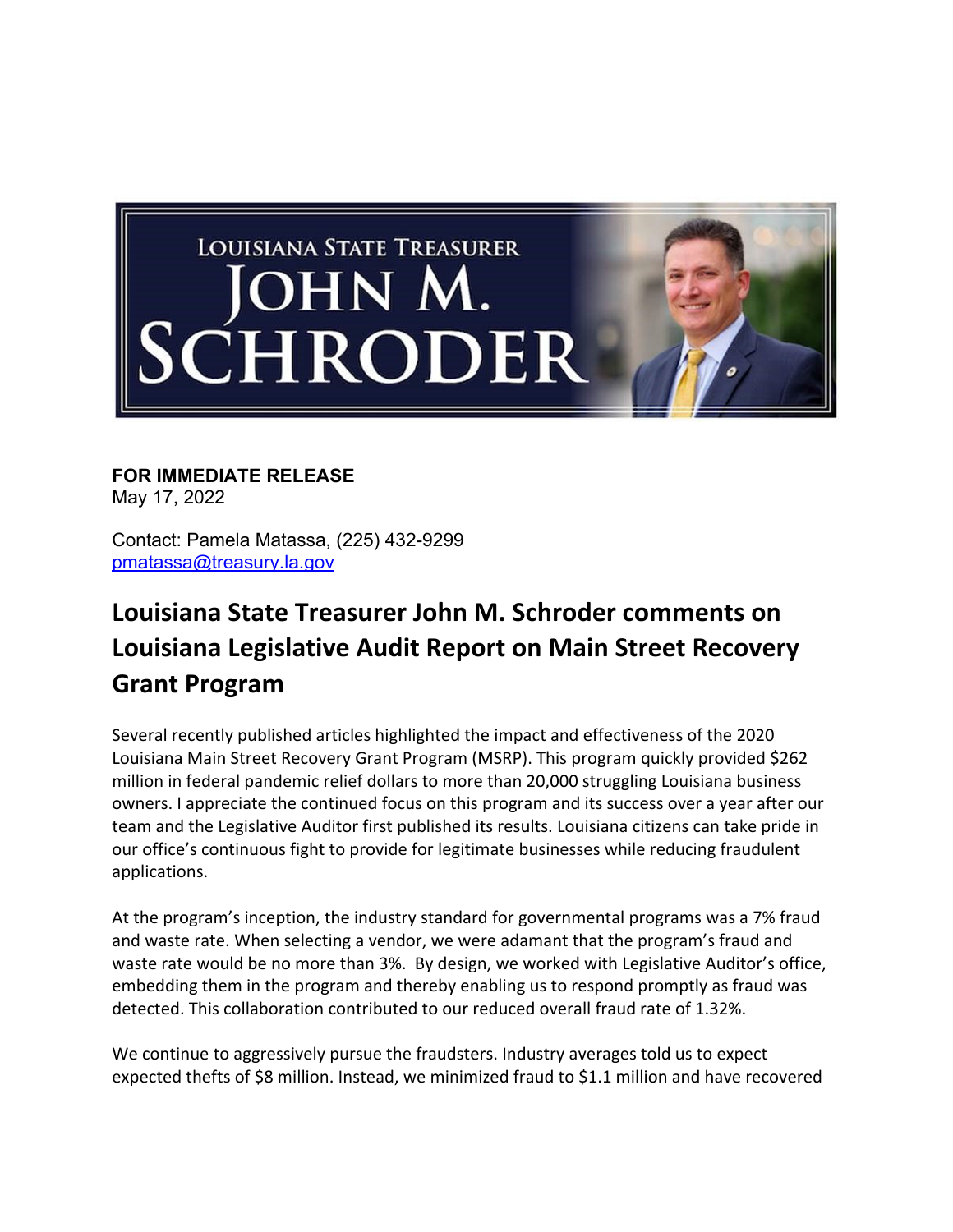LOUISIANA STATE TREASURER JOHN M. SCHRODER

**FOR IMMEDIATE RELEASE**
May 17, 2022

Contact: Pamela Matassa, (225) 432-9299
pmatassa@treasury.la.gov

# Louisiana State Treasurer John M. Schroder comments on Louisiana Legislative Audit Report on Main Street Recovery Grant Program

Several recently published articles highlighted the impact and effectiveness of the 2020 Louisiana Main Street Recovery Grant Program (MSRP). This program quickly provided $262 million in federal pandemic relief dollars to more than 20,000 struggling Louisiana business owners. I appreciate the continued focus on this program and its success over a year after our team and the Legislative Auditor first published its results. Louisiana citizens can take pride in our office's continuous fight to provide for legitimate businesses while reducing fraudulent applications.

At the program's inception, the industry standard for governmental programs was a 7% fraud and waste rate. When selecting a vendor, we were adamant that the program's fraud and waste rate would be no more than 3%. By design, we worked with Legislative Auditor's office, embedding them in the program and thereby enabling us to respond promptly as fraud was detected. This collaboration contributed to our reduced overall fraud rate of 1.32%.

We continue to aggressively pursue the fraudsters. Industry averages told us to expect expected thefts of $8 million. Instead, we minimized fraud to $1.1 million and have recovered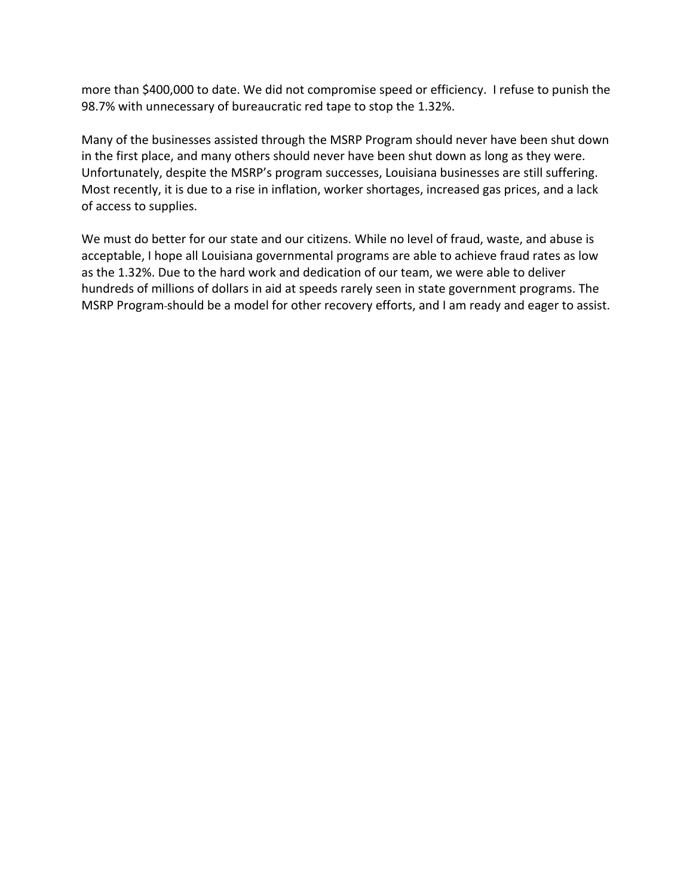more than $400,000 to date. We did not compromise speed or efficiency. I refuse to punish the 98.7% with unnecessary of bureaucratic red tape to stop the 1.32%.

Many of the businesses assisted through the MSRP Program should never have been shut down in the first place, and many others should never have been shut down as long as they were. Unfortunately, despite the MSRP's program successes, Louisiana businesses are still suffering. Most recently, it is due to a rise in inflation, worker shortages, increased gas prices, and a lack of access to supplies.

We must do better for our state and our citizens. While no level of fraud, waste, and abuse is acceptable, I hope all Louisiana governmental programs are able to achieve fraud rates as low as the 1.32%. Due to the hard work and dedication of our team, we were able to deliver hundreds of millions of dollars in aid at speeds rarely seen in state government programs. The MSRP Program should be a model for other recovery efforts, and I am ready and eager to assist.